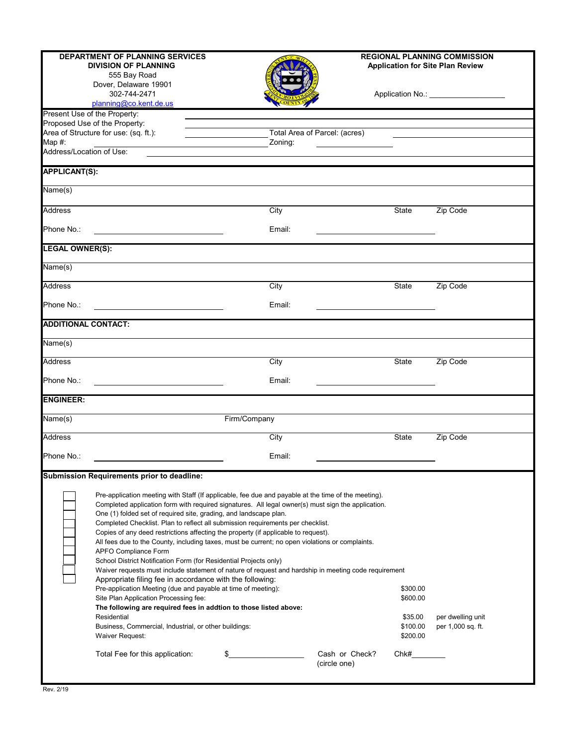**DEPARTMENT OF PLANNING SERVICES**
**DIVISION OF PLANNING**
555 Bay Road
Dover, Delaware 19901
302-744-2471
planning@co.kent.de.us

**REGIONAL PLANNING COMMISSION**
**Application for Site Plan Review**

Application No.: ____________________

Present Use of the Property: ____________________
Proposed Use of the Property: ____________________
Area of Structure for use: (sq. ft.): ____________________ Total Area of Parcel: (acres) ____________________
Map #: ____________________ Zoning: ____________________
Address/Location of Use: ____________________

**APPLICANT(S):**

Name(s)

| Address | City | State | Zip Code |
|---|---|---|---|

Phone No.: ____________________ Email: ____________________

**LEGAL OWNER(S):**

Name(s)

| Address | City | State | Zip Code |
|---|---|---|---|

Phone No.: ____________________ Email: ____________________

**ADDITIONAL CONTACT:**

Name(s)

| Address | City | State | Zip Code |
|---|---|---|---|

Phone No.: ____________________ Email: ____________________

**ENGINEER:**

Name(s) Firm/Company

| Address | City | State | Zip Code |
|---|---|---|---|

Phone No.: ____________________ Email: ____________________

**Submission Requirements prior to deadline:**

- ☐ Pre-application meeting with Staff (If applicable, fee due and payable at the time of the meeting).
- ☐ Completed application form with required signatures. All legal owner(s) must sign the application.
- ☐ One (1) folded set of required site, grading, and landscape plan.
- ☐ Completed Checklist. Plan to reflect all submission requirements per checklist.
- ☐ Copies of any deed restrictions affecting the property (if applicable to request).
- ☐ All fees due to the County, including taxes, must be current; no open violations or complaints.
- ☐ APFO Compliance Form
- ☐ School District Notification Form (for Residential Projects only)
- ☐ Waiver requests must include statement of nature of request and hardship in meeting code requirement
- ☐ Appropriate filing fee in accordance with the following:

| | | |
|---|---|---|
| Pre-application Meeting (due and payable at time of meeting): | $300.00 | |
| Site Plan Application Processing fee: | $600.00 | |
| **The following are required fees in addtion to those listed above:** | | |
| Residential | $35.00 | per dwelling unit |
| Business, Commercial, Industrial, or other buildings: | $100.00 | per 1,000 sq. ft. |
| Waiver Request: | $200.00 | |

Total Fee for this application: $____________________ Cash or Check? (circle one) Chk#________

Rev. 2/19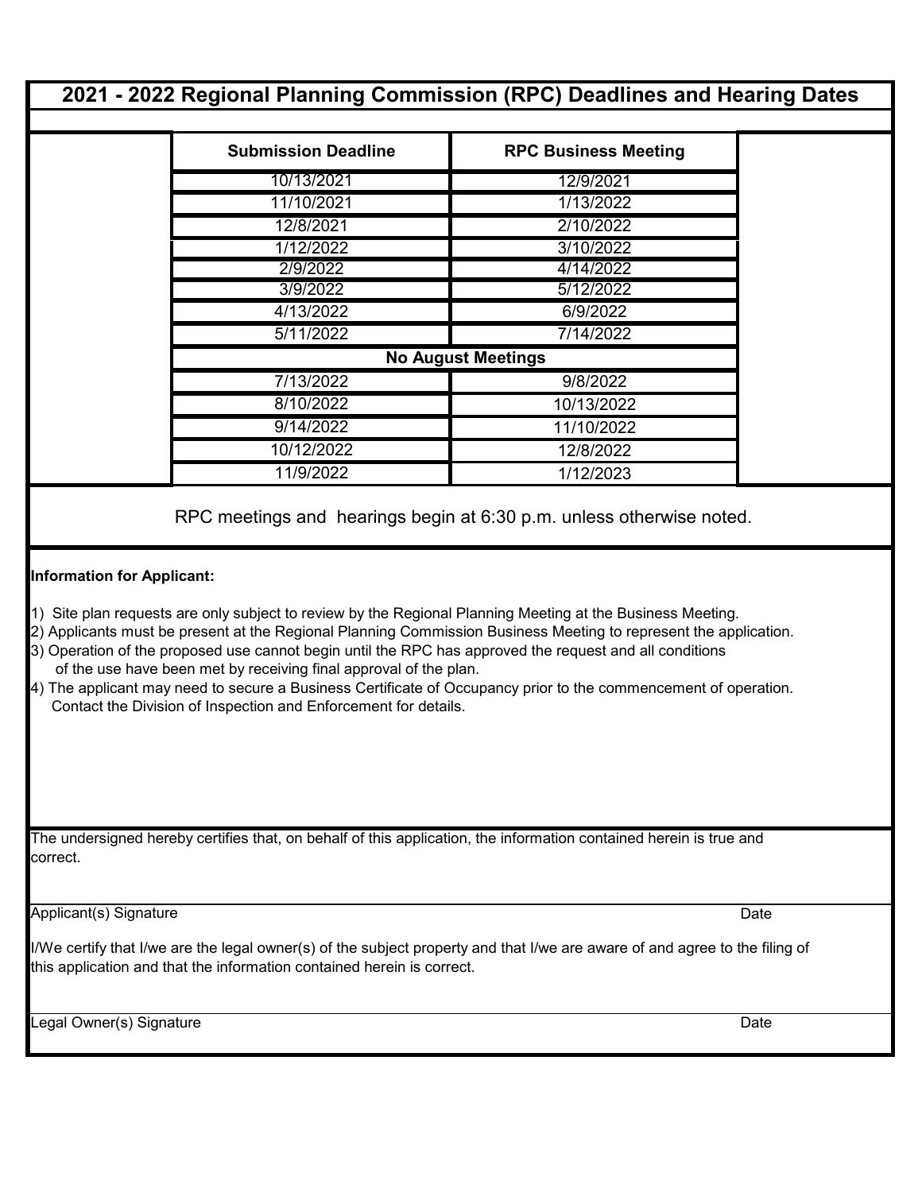# 2021 - 2022 Regional Planning Commission (RPC) Deadlines and Hearing Dates

| Submission Deadline | RPC Business Meeting |
| --- | --- |
| 10/13/2021 | 12/9/2021 |
| 11/10/2021 | 1/13/2022 |
| 12/8/2021 | 2/10/2022 |
| 1/12/2022 | 3/10/2022 |
| 2/9/2022 | 4/14/2022 |
| 3/9/2022 | 5/12/2022 |
| 4/13/2022 | 6/9/2022 |
| 5/11/2022 | 7/14/2022 |
| **No August Meetings** | |
| 7/13/2022 | 9/8/2022 |
| 8/10/2022 | 10/13/2022 |
| 9/14/2022 | 11/10/2022 |
| 10/12/2022 | 12/8/2022 |
| 11/9/2022 | 1/12/2023 |

RPC meetings and hearings begin at 6:30 p.m. unless otherwise noted.

**Information for Applicant:**

1) Site plan requests are only subject to review by the Regional Planning Meeting at the Business Meeting.
2) Applicants must be present at the Regional Planning Commission Business Meeting to represent the application.
3) Operation of the proposed use cannot begin until the RPC has approved the request and all conditions of the use have been met by receiving final approval of the plan.
4) The applicant may need to secure a Business Certificate of Occupancy prior to the commencement of operation. Contact the Division of Inspection and Enforcement for details.

The undersigned hereby certifies that, on behalf of this application, the information contained herein is true and correct.

Applicant(s) Signature Date

I/We certify that I/we are the legal owner(s) of the subject property and that I/we are aware of and agree to the filing of this application and that the information contained herein is correct.

Legal Owner(s) Signature Date